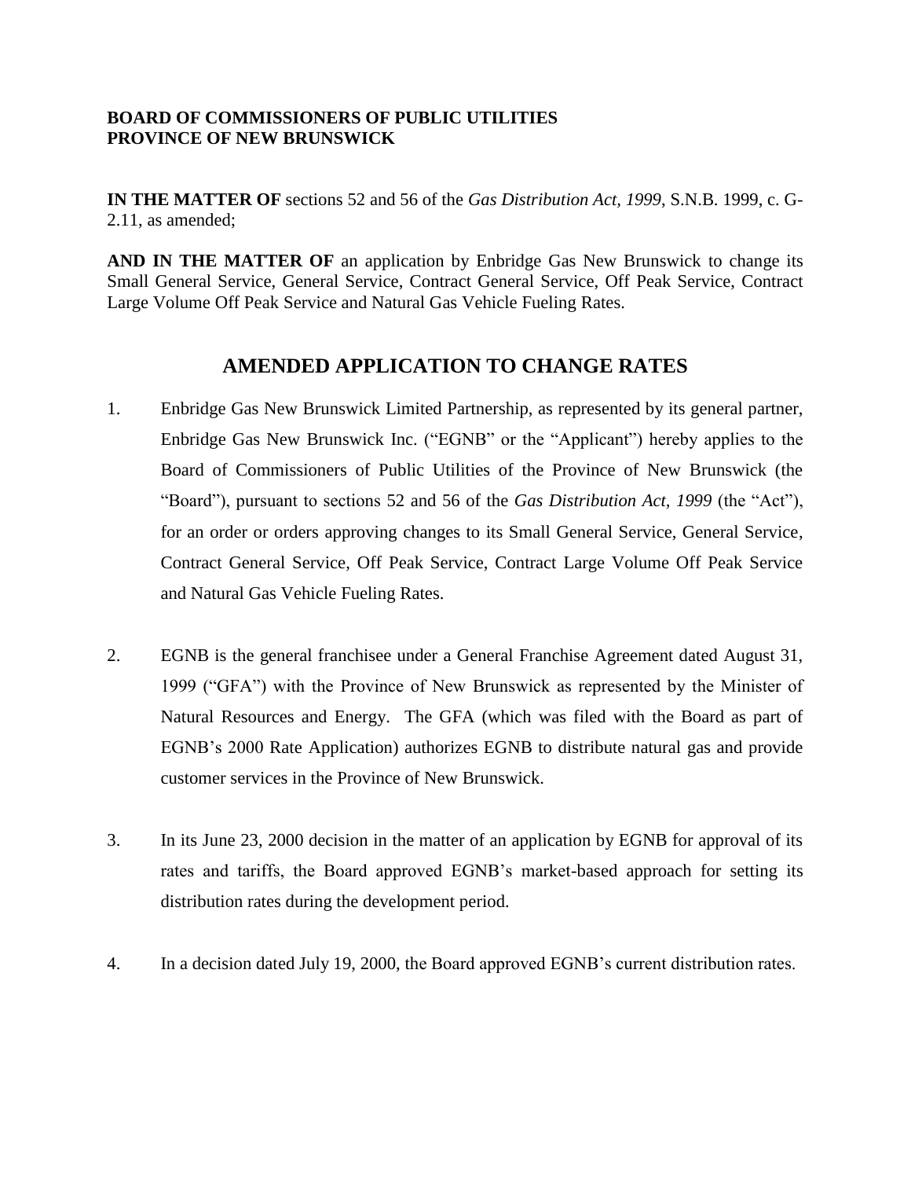**BOARD OF COMMISSIONERS OF PUBLIC UTILITIES**
**PROVINCE OF NEW BRUNSWICK**

**IN THE MATTER OF** sections 52 and 56 of the *Gas Distribution Act, 1999*, S.N.B. 1999, c. G-2.11, as amended;

**AND IN THE MATTER OF** an application by Enbridge Gas New Brunswick to change its Small General Service, General Service, Contract General Service, Off Peak Service, Contract Large Volume Off Peak Service and Natural Gas Vehicle Fueling Rates.

## AMENDED APPLICATION TO CHANGE RATES

1. Enbridge Gas New Brunswick Limited Partnership, as represented by its general partner, Enbridge Gas New Brunswick Inc. ("EGNB" or the "Applicant") hereby applies to the Board of Commissioners of Public Utilities of the Province of New Brunswick (the "Board"), pursuant to sections 52 and 56 of the *Gas Distribution Act, 1999* (the "Act"), for an order or orders approving changes to its Small General Service, General Service, Contract General Service, Off Peak Service, Contract Large Volume Off Peak Service and Natural Gas Vehicle Fueling Rates.

2. EGNB is the general franchisee under a General Franchise Agreement dated August 31, 1999 ("GFA") with the Province of New Brunswick as represented by the Minister of Natural Resources and Energy. The GFA (which was filed with the Board as part of EGNB's 2000 Rate Application) authorizes EGNB to distribute natural gas and provide customer services in the Province of New Brunswick.

3. In its June 23, 2000 decision in the matter of an application by EGNB for approval of its rates and tariffs, the Board approved EGNB's market-based approach for setting its distribution rates during the development period.

4. In a decision dated July 19, 2000, the Board approved EGNB's current distribution rates.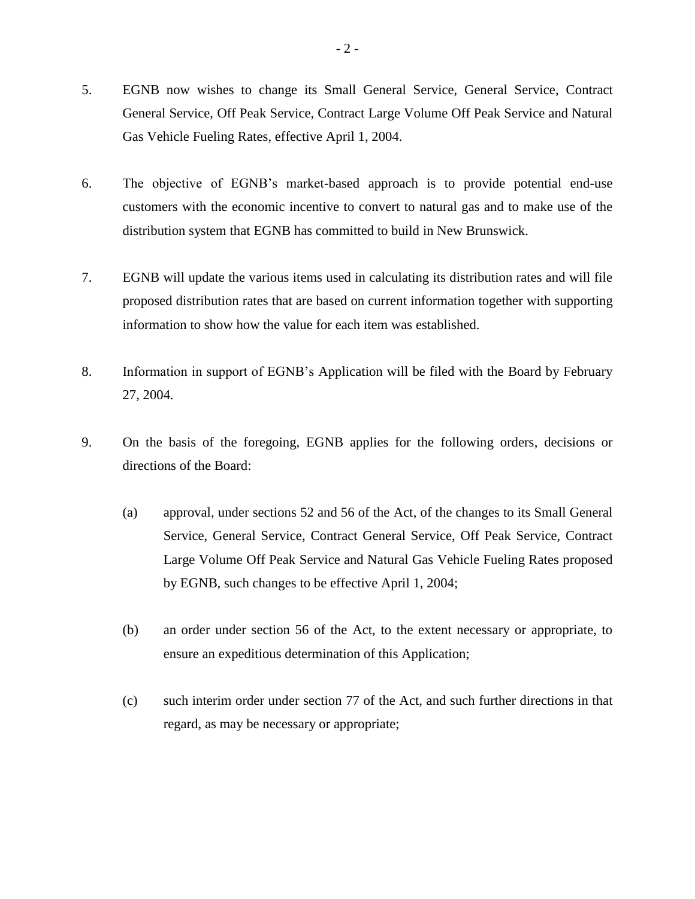5. EGNB now wishes to change its Small General Service, General Service, Contract General Service, Off Peak Service, Contract Large Volume Off Peak Service and Natural Gas Vehicle Fueling Rates, effective April 1, 2004.

6. The objective of EGNB's market-based approach is to provide potential end-use customers with the economic incentive to convert to natural gas and to make use of the distribution system that EGNB has committed to build in New Brunswick.

7. EGNB will update the various items used in calculating its distribution rates and will file proposed distribution rates that are based on current information together with supporting information to show how the value for each item was established.

8. Information in support of EGNB's Application will be filed with the Board by February 27, 2004.

9. On the basis of the foregoing, EGNB applies for the following orders, decisions or directions of the Board:

   (a) approval, under sections 52 and 56 of the Act, of the changes to its Small General Service, General Service, Contract General Service, Off Peak Service, Contract Large Volume Off Peak Service and Natural Gas Vehicle Fueling Rates proposed by EGNB, such changes to be effective April 1, 2004;

   (b) an order under section 56 of the Act, to the extent necessary or appropriate, to ensure an expeditious determination of this Application;

   (c) such interim order under section 77 of the Act, and such further directions in that regard, as may be necessary or appropriate;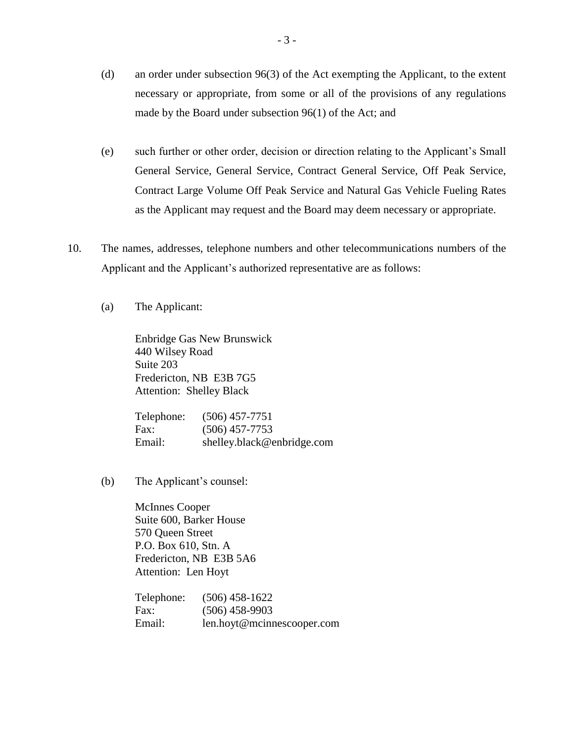(d) an order under subsection 96(3) of the Act exempting the Applicant, to the extent necessary or appropriate, from some or all of the provisions of any regulations made by the Board under subsection 96(1) of the Act; and

(e) such further or other order, decision or direction relating to the Applicant's Small General Service, General Service, Contract General Service, Off Peak Service, Contract Large Volume Off Peak Service and Natural Gas Vehicle Fueling Rates as the Applicant may request and the Board may deem necessary or appropriate.

10. The names, addresses, telephone numbers and other telecommunications numbers of the Applicant and the Applicant's authorized representative are as follows:

(a) The Applicant:

Enbridge Gas New Brunswick
440 Wilsey Road
Suite 203
Fredericton, NB E3B 7G5
Attention: Shelley Black

Telephone: (506) 457-7751
Fax: (506) 457-7753
Email: shelley.black@enbridge.com

(b) The Applicant's counsel:

McInnes Cooper
Suite 600, Barker House
570 Queen Street
P.O. Box 610, Stn. A
Fredericton, NB E3B 5A6
Attention: Len Hoyt

Telephone: (506) 458-1622
Fax: (506) 458-9903
Email: len.hoyt@mcinnescooper.com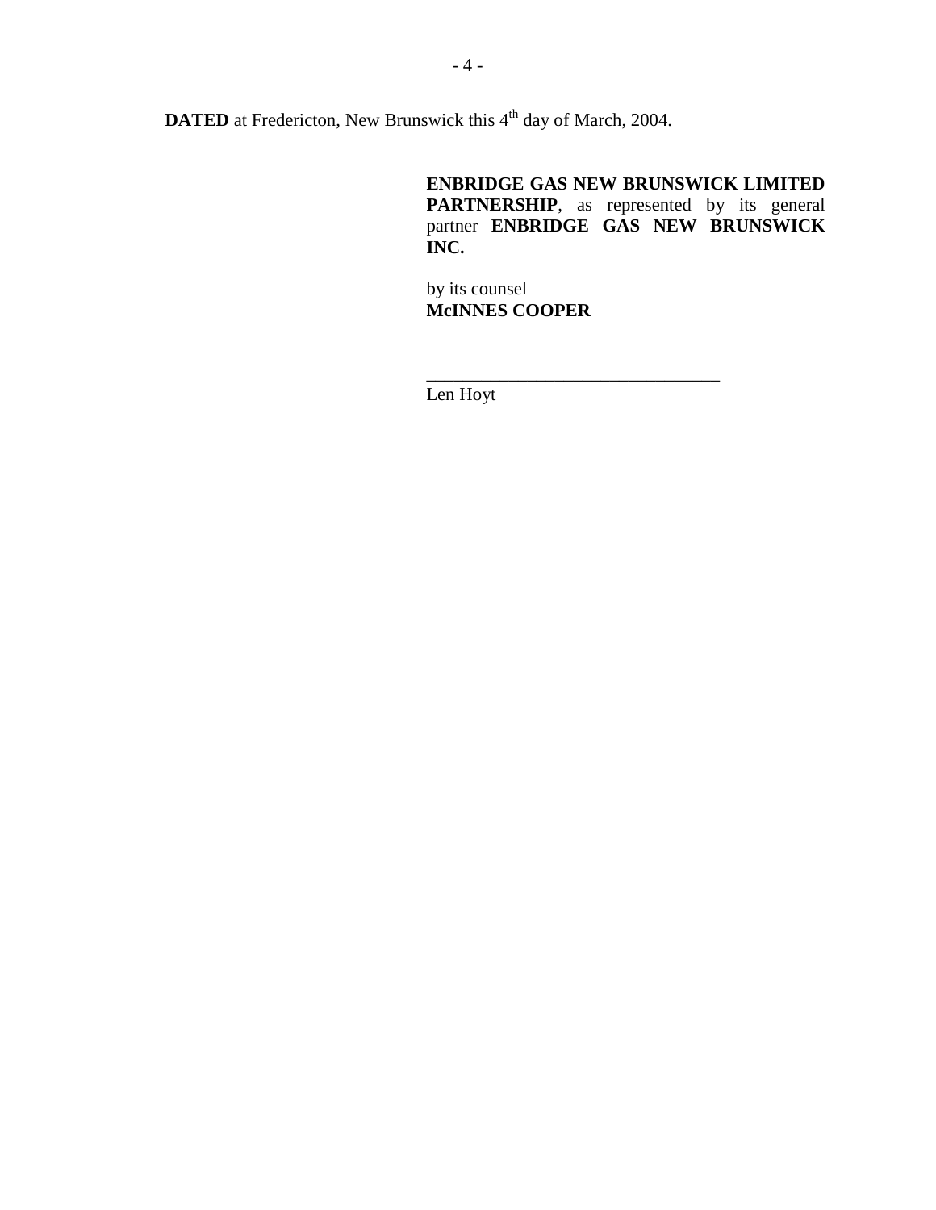**DATED** at Fredericton, New Brunswick this 4th day of March, 2004.

**ENBRIDGE GAS NEW BRUNSWICK LIMITED PARTNERSHIP**, as represented by its general partner **ENBRIDGE GAS NEW BRUNSWICK INC.**

by its counsel
**McINNES COOPER**

________________________________
Len Hoyt